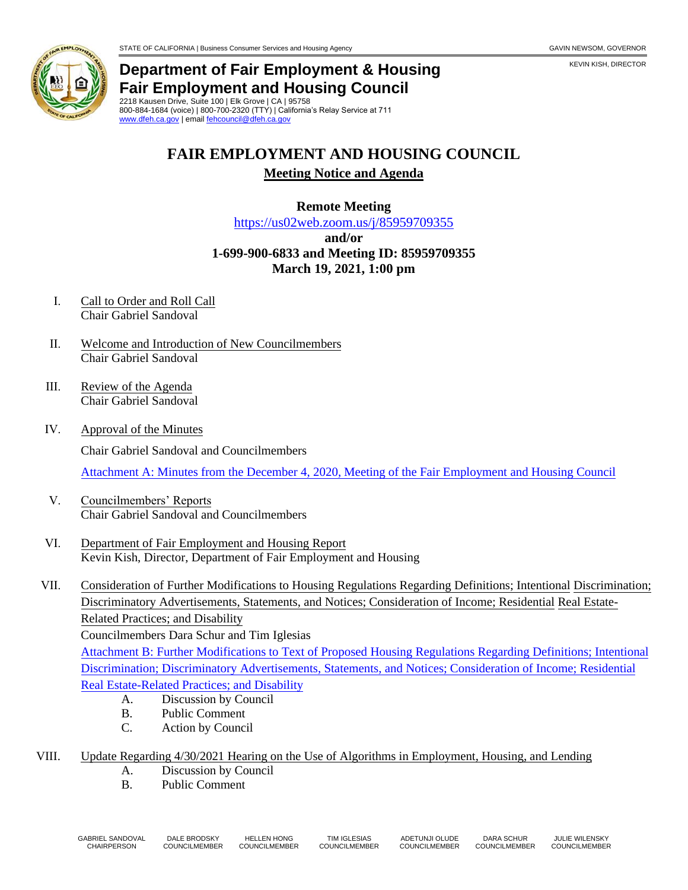STATE OF CALIFORNIA | Business Consumer Services and Housing Agency

GAVIN NEWSOM, GOVERNOR

KEVIN KISH, DIRECTOR

**Department of Fair Employment & Housing**
**Fair Employment and Housing Council**

2218 Kausen Drive, Suite 100 | Elk Grove | CA | 95758
800-884-1684 (voice) | 800-700-2320 (TTY) | California's Relay Service at 711
www.dfeh.ca.gov | email fehcouncil@dfeh.ca.gov

# FAIR EMPLOYMENT AND HOUSING COUNCIL

## Meeting Notice and Agenda

**Remote Meeting**
https://us02web.zoom.us/j/85959709355
**and/or**
**1-699-900-6833 and Meeting ID: 85959709355**
**March 19, 2021, 1:00 pm**

I. Call to Order and Roll Call
Chair Gabriel Sandoval

II. Welcome and Introduction of New Councilmembers
Chair Gabriel Sandoval

III. Review of the Agenda
Chair Gabriel Sandoval

IV. Approval of the Minutes

Chair Gabriel Sandoval and Councilmembers

Attachment A: Minutes from the December 4, 2020, Meeting of the Fair Employment and Housing Council

V. Councilmembers' Reports
Chair Gabriel Sandoval and Councilmembers

VI. Department of Fair Employment and Housing Report
Kevin Kish, Director, Department of Fair Employment and Housing

VII. Consideration of Further Modifications to Housing Regulations Regarding Definitions; Intentional Discrimination; Discriminatory Advertisements, Statements, and Notices; Consideration of Income; Residential Real Estate-Related Practices; and Disability
Councilmembers Dara Schur and Tim Iglesias
Attachment B: Further Modifications to Text of Proposed Housing Regulations Regarding Definitions; Intentional Discrimination; Discriminatory Advertisements, Statements, and Notices; Consideration of Income; Residential Real Estate-Related Practices; and Disability
   A. Discussion by Council
   B. Public Comment
   C. Action by Council

VIII. Update Regarding 4/30/2021 Hearing on the Use of Algorithms in Employment, Housing, and Lending
   A. Discussion by Council
   B. Public Comment

GABRIEL SANDOVAL CHAIRPERSON | DALE BRODSKY COUNCILMEMBER | HELLEN HONG COUNCILMEMBER | TIM IGLESIAS COUNCILMEMBER | ADETUNJI OLUDE COUNCILMEMBER | DARA SCHUR COUNCILMEMBER | JULIE WILENSKY COUNCILMEMBER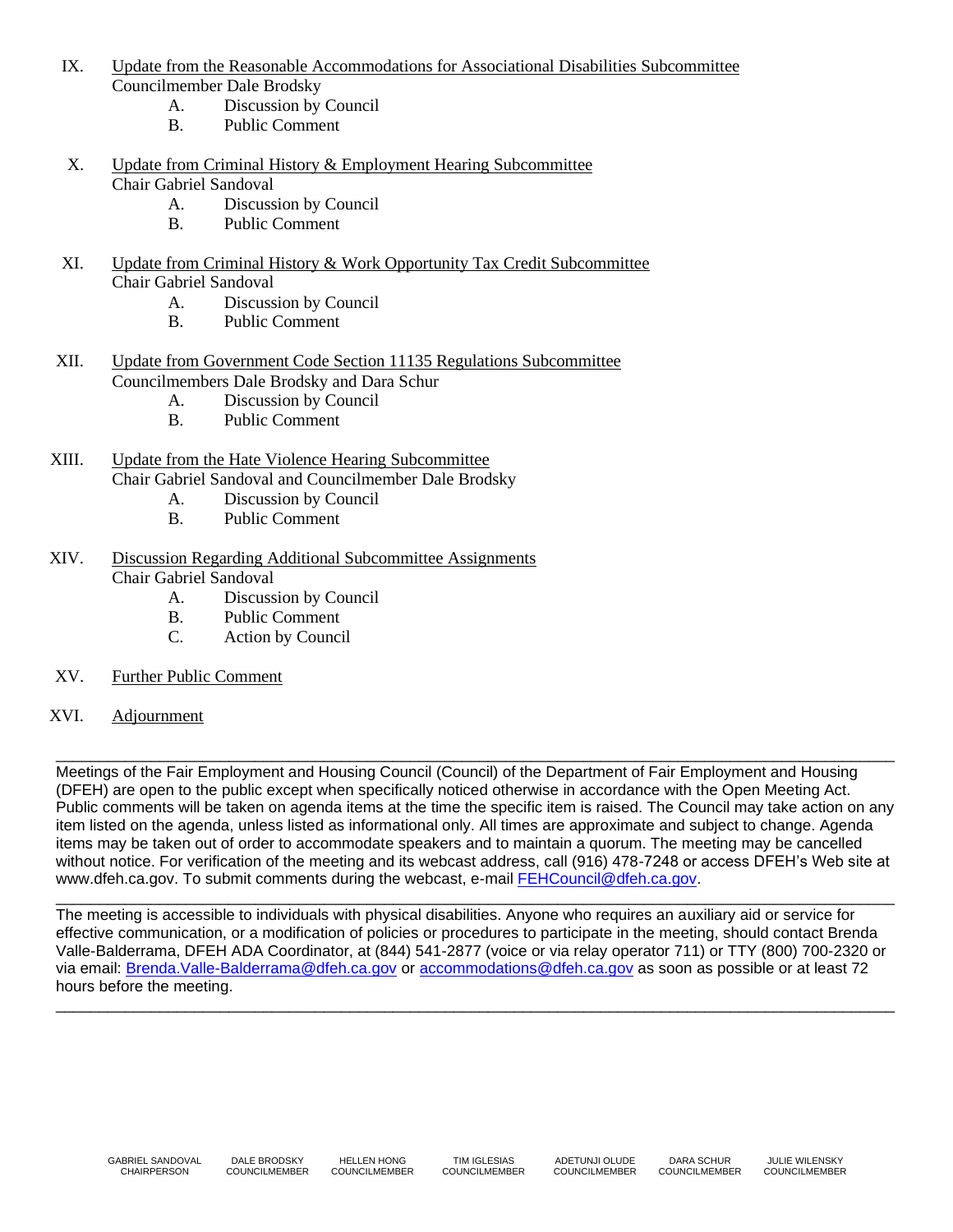IX. Update from the Reasonable Accommodations for Associational Disabilities Subcommittee
Councilmember Dale Brodsky
   A. Discussion by Council
   B. Public Comment

X. Update from Criminal History & Employment Hearing Subcommittee
Chair Gabriel Sandoval
   A. Discussion by Council
   B. Public Comment

XI. Update from Criminal History & Work Opportunity Tax Credit Subcommittee
Chair Gabriel Sandoval
   A. Discussion by Council
   B. Public Comment

XII. Update from Government Code Section 11135 Regulations Subcommittee
Councilmembers Dale Brodsky and Dara Schur
   A. Discussion by Council
   B. Public Comment

XIII. Update from the Hate Violence Hearing Subcommittee
Chair Gabriel Sandoval and Councilmember Dale Brodsky
   A. Discussion by Council
   B. Public Comment

XIV. Discussion Regarding Additional Subcommittee Assignments
Chair Gabriel Sandoval
   A. Discussion by Council
   B. Public Comment
   C. Action by Council

XV. Further Public Comment

XVI. Adjournment

---

Meetings of the Fair Employment and Housing Council (Council) of the Department of Fair Employment and Housing (DFEH) are open to the public except when specifically noticed otherwise in accordance with the Open Meeting Act. Public comments will be taken on agenda items at the time the specific item is raised. The Council may take action on any item listed on the agenda, unless listed as informational only. All times are approximate and subject to change. Agenda items may be taken out of order to accommodate speakers and to maintain a quorum. The meeting may be cancelled without notice. For verification of the meeting and its webcast address, call (916) 478-7248 or access DFEH's Web site at www.dfeh.ca.gov. To submit comments during the webcast, e-mail FEHCouncil@dfeh.ca.gov.

---

The meeting is accessible to individuals with physical disabilities. Anyone who requires an auxiliary aid or service for effective communication, or a modification of policies or procedures to participate in the meeting, should contact Brenda Valle-Balderrama, DFEH ADA Coordinator, at (844) 541-2877 (voice or via relay operator 711) or TTY (800) 700-2320 or via email: Brenda.Valle-Balderrama@dfeh.ca.gov or accommodations@dfeh.ca.gov as soon as possible or at least 72 hours before the meeting.

---

GABRIEL SANDOVAL CHAIRPERSON | DALE BRODSKY COUNCILMEMBER | HELLEN HONG COUNCILMEMBER | TIM IGLESIAS COUNCILMEMBER | ADETUNJI OLUDE COUNCILMEMBER | DARA SCHUR COUNCILMEMBER | JULIE WILENSKY COUNCILMEMBER